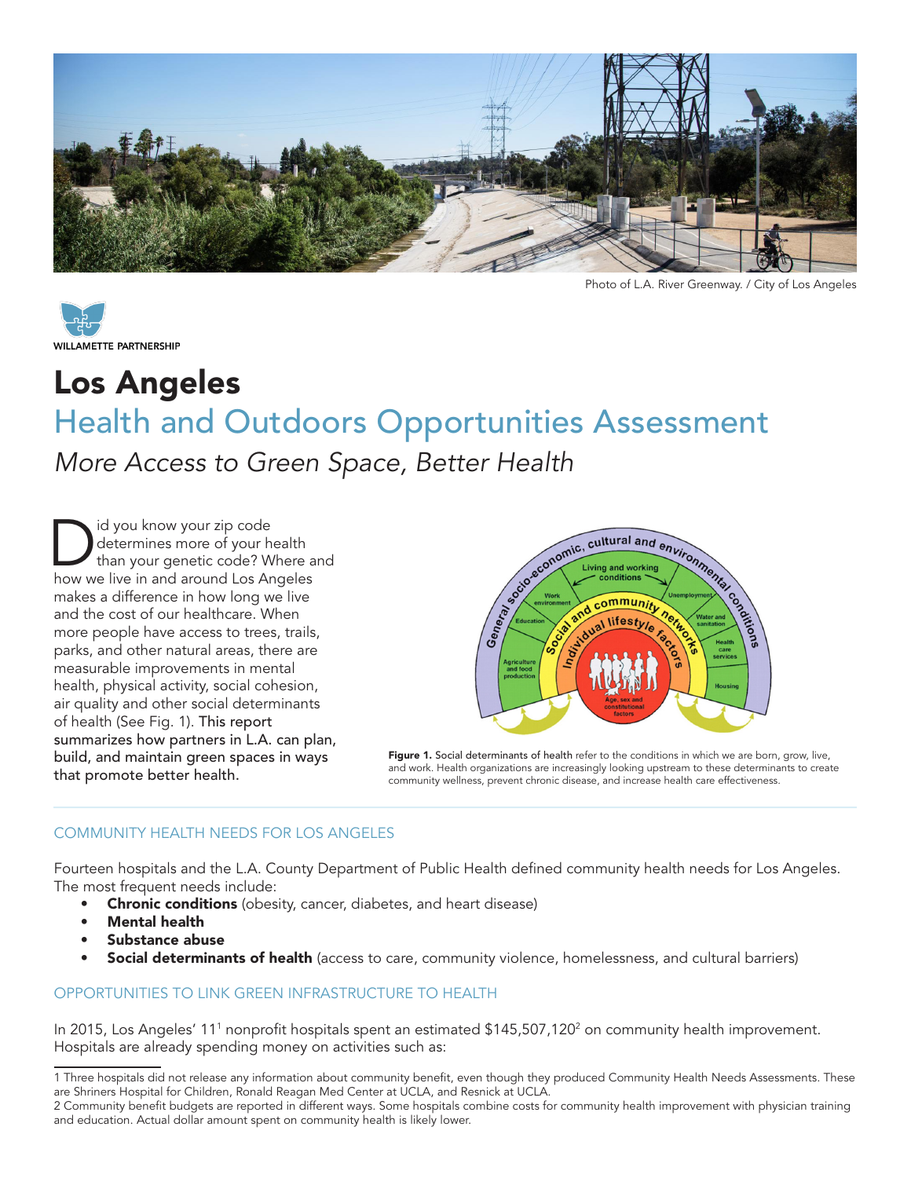Photo of L.A. River Greenway. / City of Los Angeles

WILLAMETTE PARTNERSHIP

# Los Angeles

## Health and Outdoors Opportunities Assessment

*More Access to Green Space, Better Health*

Did you know your zip code determines more of your health than your genetic code? Where and how we live in and around Los Angeles makes a difference in how long we live and the cost of our healthcare. When more people have access to trees, trails, parks, and other natural areas, there are measurable improvements in mental health, physical activity, social cohesion, air quality and other social determinants of health (See Fig. 1). This report summarizes how partners in L.A. can plan, build, and maintain green spaces in ways that promote better health.

**Figure 1.** Social determinants of health refer to the conditions in which we are born, grow, live, and work. Health organizations are increasingly looking upstream to these determinants to create community wellness, prevent chronic disease, and increase health care effectiveness.

### COMMUNITY HEALTH NEEDS FOR LOS ANGELES

Fourteen hospitals and the L.A. County Department of Public Health defined community health needs for Los Angeles. The most frequent needs include:

- **Chronic conditions** (obesity, cancer, diabetes, and heart disease)
- **Mental health**
- **Substance abuse**
- **Social determinants of health** (access to care, community violence, homelessness, and cultural barriers)

### OPPORTUNITIES TO LINK GREEN INFRASTRUCTURE TO HEALTH

In 2015, Los Angeles' 11[1] nonprofit hospitals spent an estimated $145,507,120[2] on community health improvement. Hospitals are already spending money on activities such as:

1 Three hospitals did not release any information about community benefit, even though they produced Community Health Needs Assessments. These are Shriners Hospital for Children, Ronald Reagan Med Center at UCLA, and Resnick at UCLA.

2 Community benefit budgets are reported in different ways. Some hospitals combine costs for community health improvement with physician training and education. Actual dollar amount spent on community health is likely lower.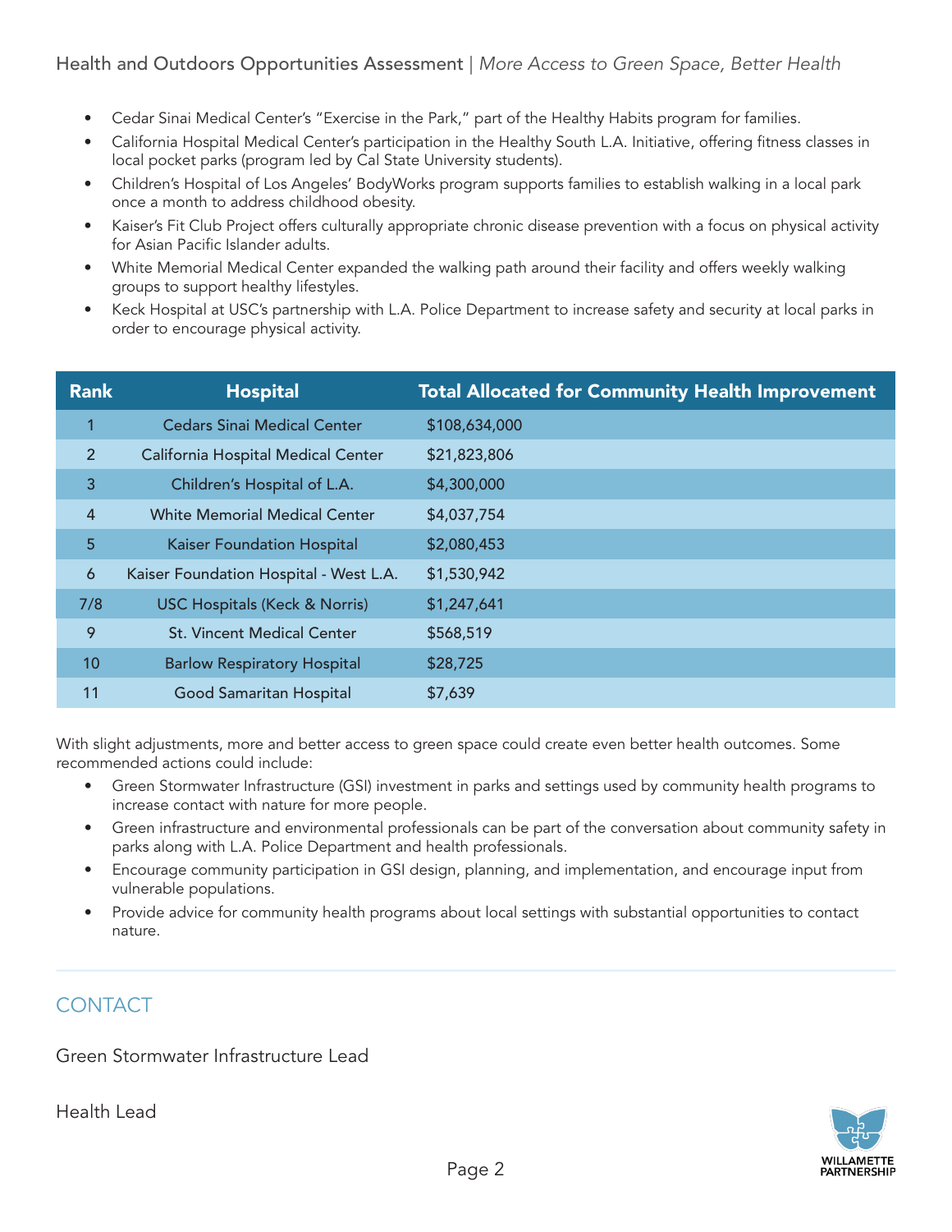- Cedar Sinai Medical Center's "Exercise in the Park," part of the Healthy Habits program for families.
- California Hospital Medical Center's participation in the Healthy South L.A. Initiative, offering fitness classes in local pocket parks (program led by Cal State University students).
- Children's Hospital of Los Angeles' BodyWorks program supports families to establish walking in a local park once a month to address childhood obesity.
- Kaiser's Fit Club Project offers culturally appropriate chronic disease prevention with a focus on physical activity for Asian Pacific Islander adults.
- White Memorial Medical Center expanded the walking path around their facility and offers weekly walking groups to support healthy lifestyles.
- Keck Hospital at USC's partnership with L.A. Police Department to increase safety and security at local parks in order to encourage physical activity.

| Rank | Hospital | Total Allocated for Community Health Improvement |
| --- | --- | --- |
| 1 | Cedars Sinai Medical Center | $108,634,000 |
| 2 | California Hospital Medical Center | $21,823,806 |
| 3 | Children's Hospital of L.A. | $4,300,000 |
| 4 | White Memorial Medical Center | $4,037,754 |
| 5 | Kaiser Foundation Hospital | $2,080,453 |
| 6 | Kaiser Foundation Hospital - West L.A. | $1,530,942 |
| 7/8 | USC Hospitals (Keck & Norris) | $1,247,641 |
| 9 | St. Vincent Medical Center | $568,519 |
| 10 | Barlow Respiratory Hospital | $28,725 |
| 11 | Good Samaritan Hospital | $7,639 |

With slight adjustments, more and better access to green space could create even better health outcomes. Some recommended actions could include:

- Green Stormwater Infrastructure (GSI) investment in parks and settings used by community health programs to increase contact with nature for more people.
- Green infrastructure and environmental professionals can be part of the conversation about community safety in parks along with L.A. Police Department and health professionals.
- Encourage community participation in GSI design, planning, and implementation, and encourage input from vulnerable populations.
- Provide advice for community health programs about local settings with substantial opportunities to contact nature.

## CONTACT

Green Stormwater Infrastructure Lead

Health Lead

WILLAMETTE PARTNERSHIP